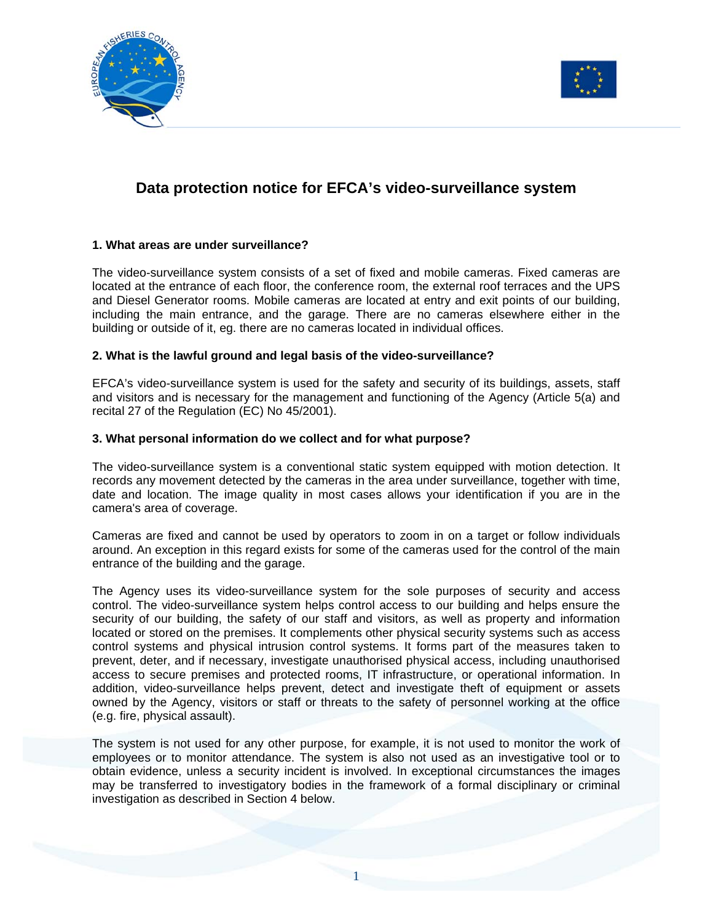# Data protection notice for EFCA's video-surveillance system

### 1. What areas are under surveillance?

The video-surveillance system consists of a set of fixed and mobile cameras. Fixed cameras are located at the entrance of each floor, the conference room, the external roof terraces and the UPS and Diesel Generator rooms. Mobile cameras are located at entry and exit points of our building, including the main entrance, and the garage. There are no cameras elsewhere either in the building or outside of it, eg. there are no cameras located in individual offices.

### 2. What is the lawful ground and legal basis of the video-surveillance?

EFCA's video-surveillance system is used for the safety and security of its buildings, assets, staff and visitors and is necessary for the management and functioning of the Agency (Article 5(a) and recital 27 of the Regulation (EC) No 45/2001).

### 3. What personal information do we collect and for what purpose?

The video-surveillance system is a conventional static system equipped with motion detection. It records any movement detected by the cameras in the area under surveillance, together with time, date and location. The image quality in most cases allows your identification if you are in the camera's area of coverage.

Cameras are fixed and cannot be used by operators to zoom in on a target or follow individuals around. An exception in this regard exists for some of the cameras used for the control of the main entrance of the building and the garage.

The Agency uses its video-surveillance system for the sole purposes of security and access control. The video-surveillance system helps control access to our building and helps ensure the security of our building, the safety of our staff and visitors, as well as property and information located or stored on the premises. It complements other physical security systems such as access control systems and physical intrusion control systems. It forms part of the measures taken to prevent, deter, and if necessary, investigate unauthorised physical access, including unauthorised access to secure premises and protected rooms, IT infrastructure, or operational information. In addition, video-surveillance helps prevent, detect and investigate theft of equipment or assets owned by the Agency, visitors or staff or threats to the safety of personnel working at the office (e.g. fire, physical assault).

The system is not used for any other purpose, for example, it is not used to monitor the work of employees or to monitor attendance. The system is also not used as an investigative tool or to obtain evidence, unless a security incident is involved. In exceptional circumstances the images may be transferred to investigatory bodies in the framework of a formal disciplinary or criminal investigation as described in Section 4 below.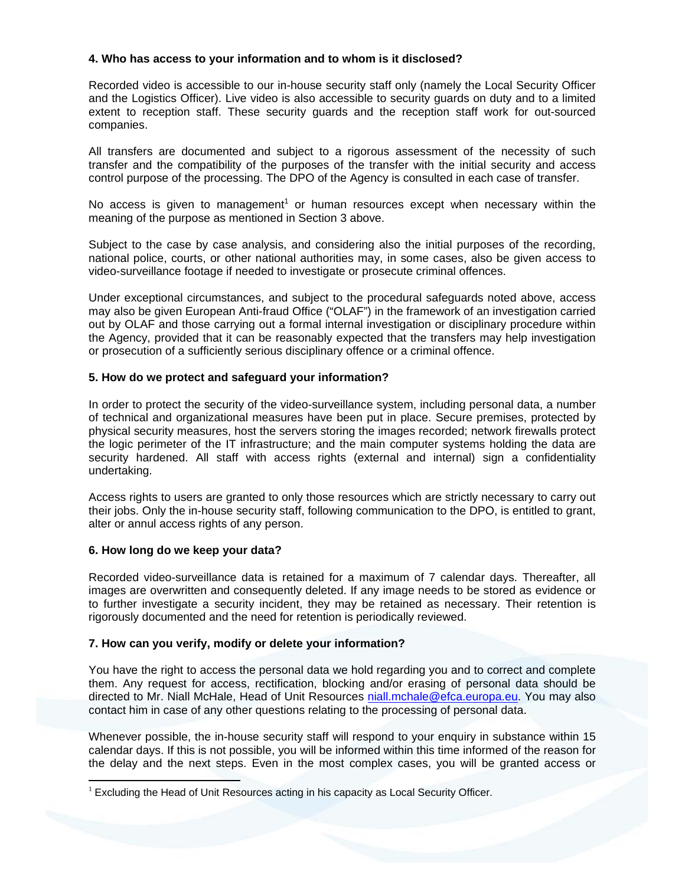**4. Who has access to your information and to whom is it disclosed?**

Recorded video is accessible to our in-house security staff only (namely the Local Security Officer and the Logistics Officer). Live video is also accessible to security guards on duty and to a limited extent to reception staff. These security guards and the reception staff work for out-sourced companies.

All transfers are documented and subject to a rigorous assessment of the necessity of such transfer and the compatibility of the purposes of the transfer with the initial security and access control purpose of the processing. The DPO of the Agency is consulted in each case of transfer.

No access is given to management[1] or human resources except when necessary within the meaning of the purpose as mentioned in Section 3 above.

Subject to the case by case analysis, and considering also the initial purposes of the recording, national police, courts, or other national authorities may, in some cases, also be given access to video-surveillance footage if needed to investigate or prosecute criminal offences.

Under exceptional circumstances, and subject to the procedural safeguards noted above, access may also be given European Anti-fraud Office ("OLAF") in the framework of an investigation carried out by OLAF and those carrying out a formal internal investigation or disciplinary procedure within the Agency, provided that it can be reasonably expected that the transfers may help investigation or prosecution of a sufficiently serious disciplinary offence or a criminal offence.

**5. How do we protect and safeguard your information?**

In order to protect the security of the video-surveillance system, including personal data, a number of technical and organizational measures have been put in place. Secure premises, protected by physical security measures, host the servers storing the images recorded; network firewalls protect the logic perimeter of the IT infrastructure; and the main computer systems holding the data are security hardened. All staff with access rights (external and internal) sign a confidentiality undertaking.

Access rights to users are granted to only those resources which are strictly necessary to carry out their jobs. Only the in-house security staff, following communication to the DPO, is entitled to grant, alter or annul access rights of any person.

**6. How long do we keep your data?**

Recorded video-surveillance data is retained for a maximum of 7 calendar days. Thereafter, all images are overwritten and consequently deleted. If any image needs to be stored as evidence or to further investigate a security incident, they may be retained as necessary. Their retention is rigorously documented and the need for retention is periodically reviewed.

**7. How can you verify, modify or delete your information?**

You have the right to access the personal data we hold regarding you and to correct and complete them. Any request for access, rectification, blocking and/or erasing of personal data should be directed to Mr. Niall McHale, Head of Unit Resources niall.mchale@efca.europa.eu. You may also contact him in case of any other questions relating to the processing of personal data.

Whenever possible, the in-house security staff will respond to your enquiry in substance within 15 calendar days. If this is not possible, you will be informed within this time informed of the reason for the delay and the next steps. Even in the most complex cases, you will be granted access or

[1] Excluding the Head of Unit Resources acting in his capacity as Local Security Officer.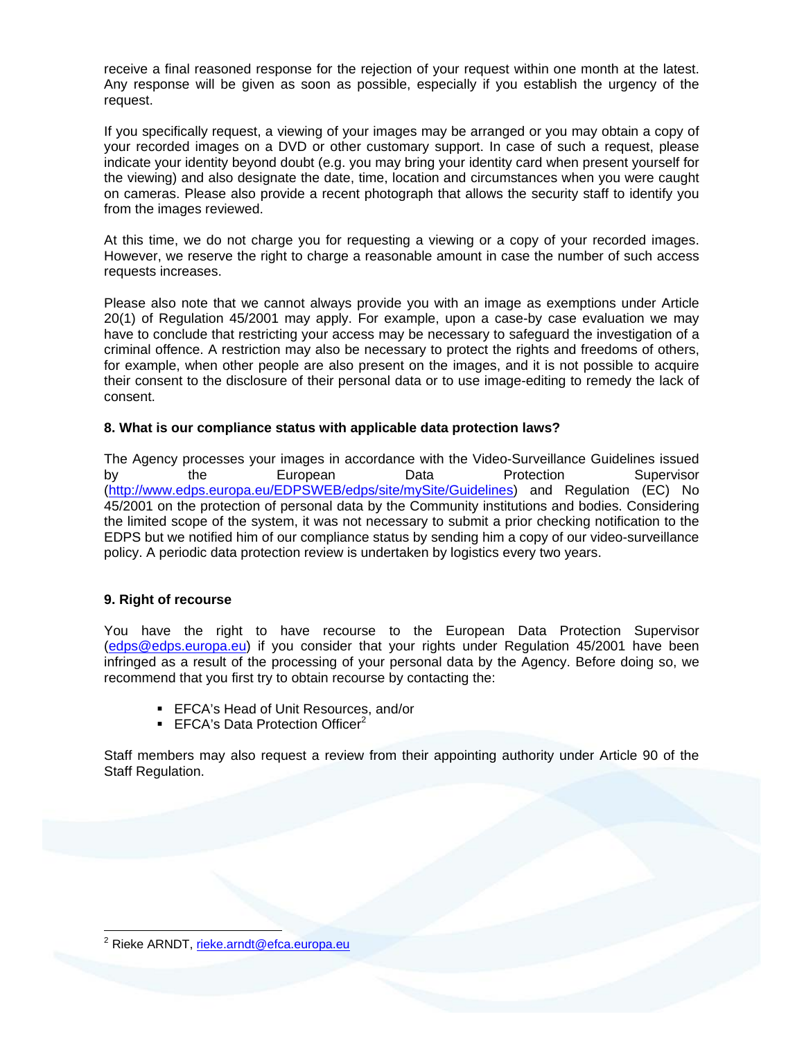receive a final reasoned response for the rejection of your request within one month at the latest. Any response will be given as soon as possible, especially if you establish the urgency of the request.

If you specifically request, a viewing of your images may be arranged or you may obtain a copy of your recorded images on a DVD or other customary support. In case of such a request, please indicate your identity beyond doubt (e.g. you may bring your identity card when present yourself for the viewing) and also designate the date, time, location and circumstances when you were caught on cameras. Please also provide a recent photograph that allows the security staff to identify you from the images reviewed.

At this time, we do not charge you for requesting a viewing or a copy of your recorded images. However, we reserve the right to charge a reasonable amount in case the number of such access requests increases.

Please also note that we cannot always provide you with an image as exemptions under Article 20(1) of Regulation 45/2001 may apply. For example, upon a case-by case evaluation we may have to conclude that restricting your access may be necessary to safeguard the investigation of a criminal offence. A restriction may also be necessary to protect the rights and freedoms of others, for example, when other people are also present on the images, and it is not possible to acquire their consent to the disclosure of their personal data or to use image-editing to remedy the lack of consent.

**8. What is our compliance status with applicable data protection laws?**

The Agency processes your images in accordance with the Video-Surveillance Guidelines issued by the European Data Protection Supervisor (http://www.edps.europa.eu/EDPSWEB/edps/site/mySite/Guidelines) and Regulation (EC) No 45/2001 on the protection of personal data by the Community institutions and bodies. Considering the limited scope of the system, it was not necessary to submit a prior checking notification to the EDPS but we notified him of our compliance status by sending him a copy of our video-surveillance policy. A periodic data protection review is undertaken by logistics every two years.

**9. Right of recourse**

You have the right to have recourse to the European Data Protection Supervisor (edps@edps.europa.eu) if you consider that your rights under Regulation 45/2001 have been infringed as a result of the processing of your personal data by the Agency. Before doing so, we recommend that you first try to obtain recourse by contacting the:

- EFCA's Head of Unit Resources, and/or
- EFCA's Data Protection Officer[2]

Staff members may also request a review from their appointing authority under Article 90 of the Staff Regulation.

[2] Rieke ARNDT, rieke.arndt@efca.europa.eu